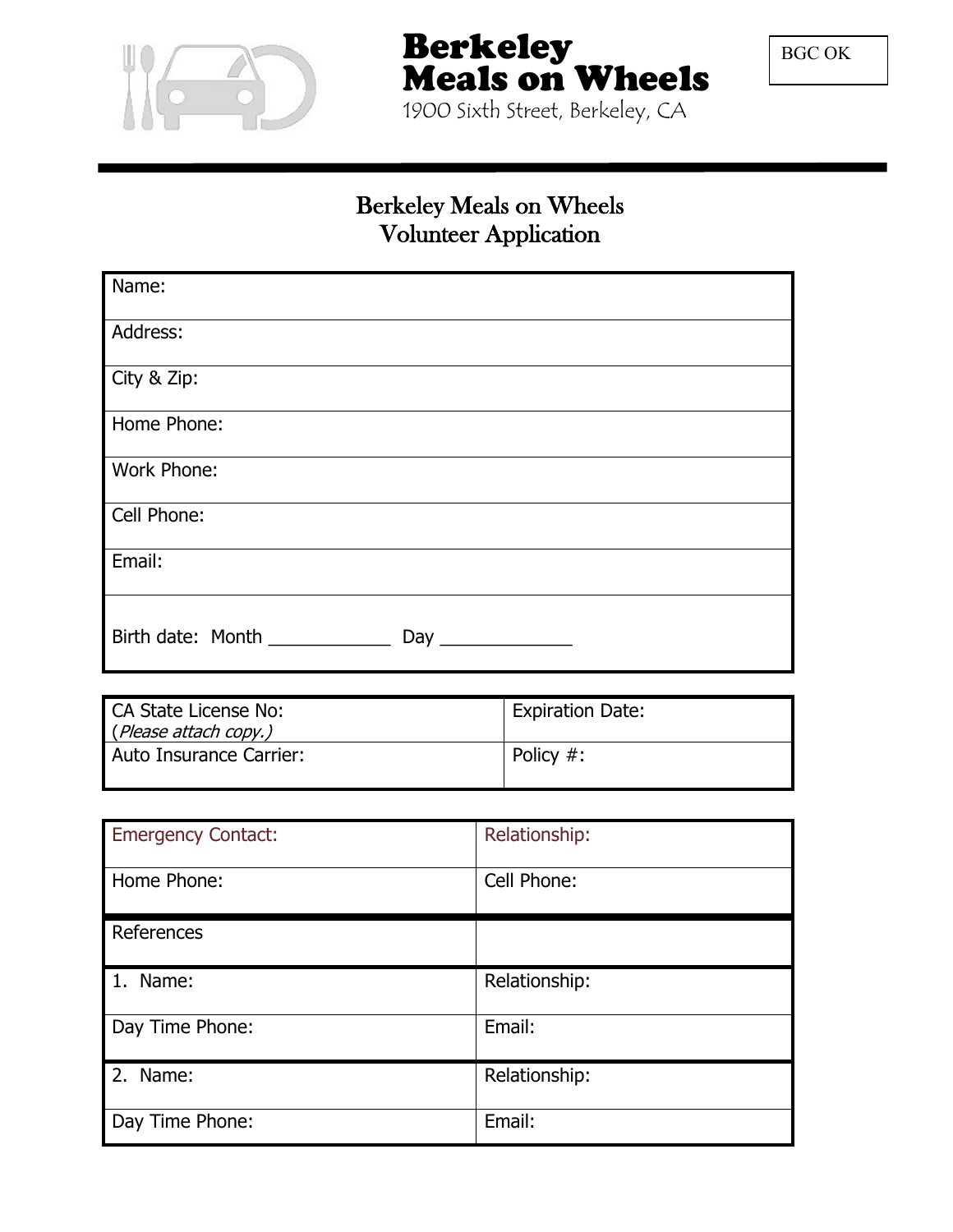# Berkeley Meals on Wheels

1900 Sixth Street, Berkeley, CA

BGC OK

## Berkeley Meals on Wheels
## Volunteer Application

| |
|---|
| Name: |
| Address: |
| City & Zip: |
| Home Phone: |
| Work Phone: |
| Cell Phone: |
| Email: |
| Birth date: Month ____________ Day _____________ |

| | |
|---|---|
| CA State License No: (*Please attach copy.*) | Expiration Date: |
| Auto Insurance Carrier: | Policy #: |

| | |
|---|---|
| Emergency Contact: | Relationship: |
| Home Phone: | Cell Phone: |
| References | |
| 1. Name: | Relationship: |
| Day Time Phone: | Email: |
| 2. Name: | Relationship: |
| Day Time Phone: | Email: |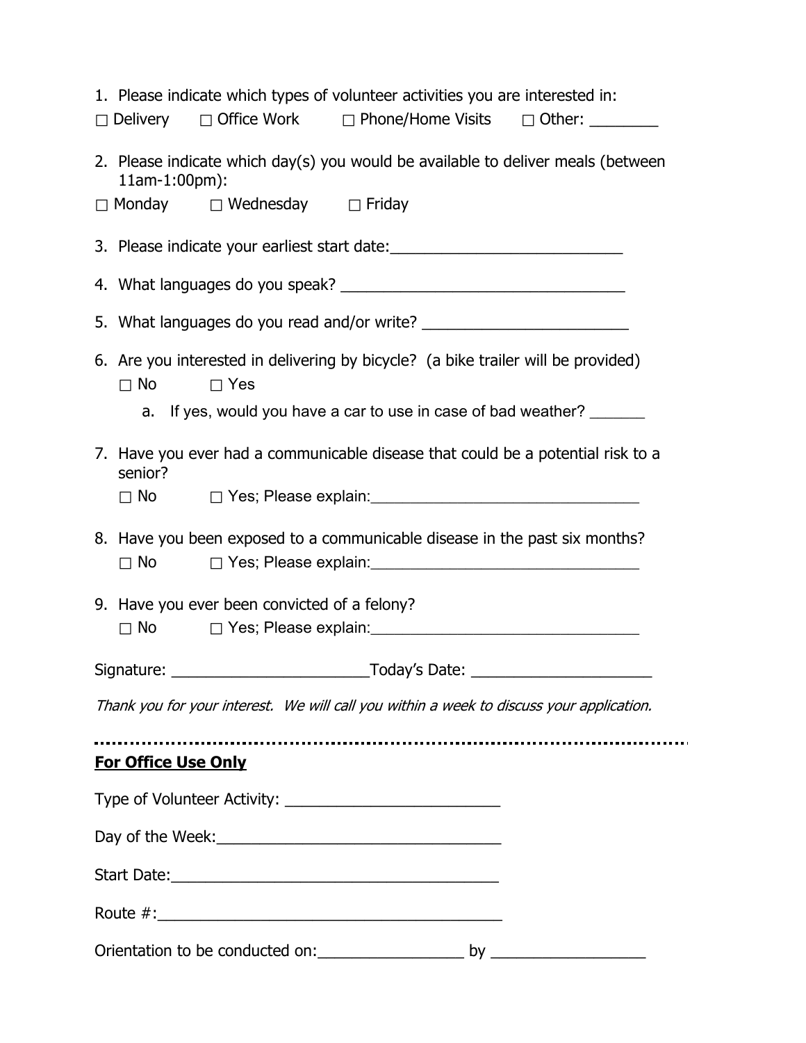1. Please indicate which types of volunteer activities you are interested in:

☐ Delivery ☐ Office Work ☐ Phone/Home Visits ☐ Other: ________

2. Please indicate which day(s) you would be available to deliver meals (between 11am-1:00pm):

☐ Monday ☐ Wednesday ☐ Friday

3. Please indicate your earliest start date:___________________________

4. What languages do you speak? __________________________________

5. What languages do you read and/or write? ________________________

6. Are you interested in delivering by bicycle? (a bike trailer will be provided)

   ☐ No ☐ Yes

   a. If yes, would you have a car to use in case of bad weather? _______

7. Have you ever had a communicable disease that could be a potential risk to a senior?

   ☐ No ☐ Yes; Please explain:________________________________

8. Have you been exposed to a communicable disease in the past six months?

   ☐ No ☐ Yes; Please explain:________________________________

9. Have you ever been convicted of a felony?

   ☐ No ☐ Yes; Please explain:________________________________

Signature: _______________________Today's Date: _____________________

*Thank you for your interest. We will call you within a week to discuss your application.*

---

**For Office Use Only**

Type of Volunteer Activity: _________________________

Day of the Week:_________________________________

Start Date:______________________________________

Route #:________________________________________

Orientation to be conducted on:_________________ by __________________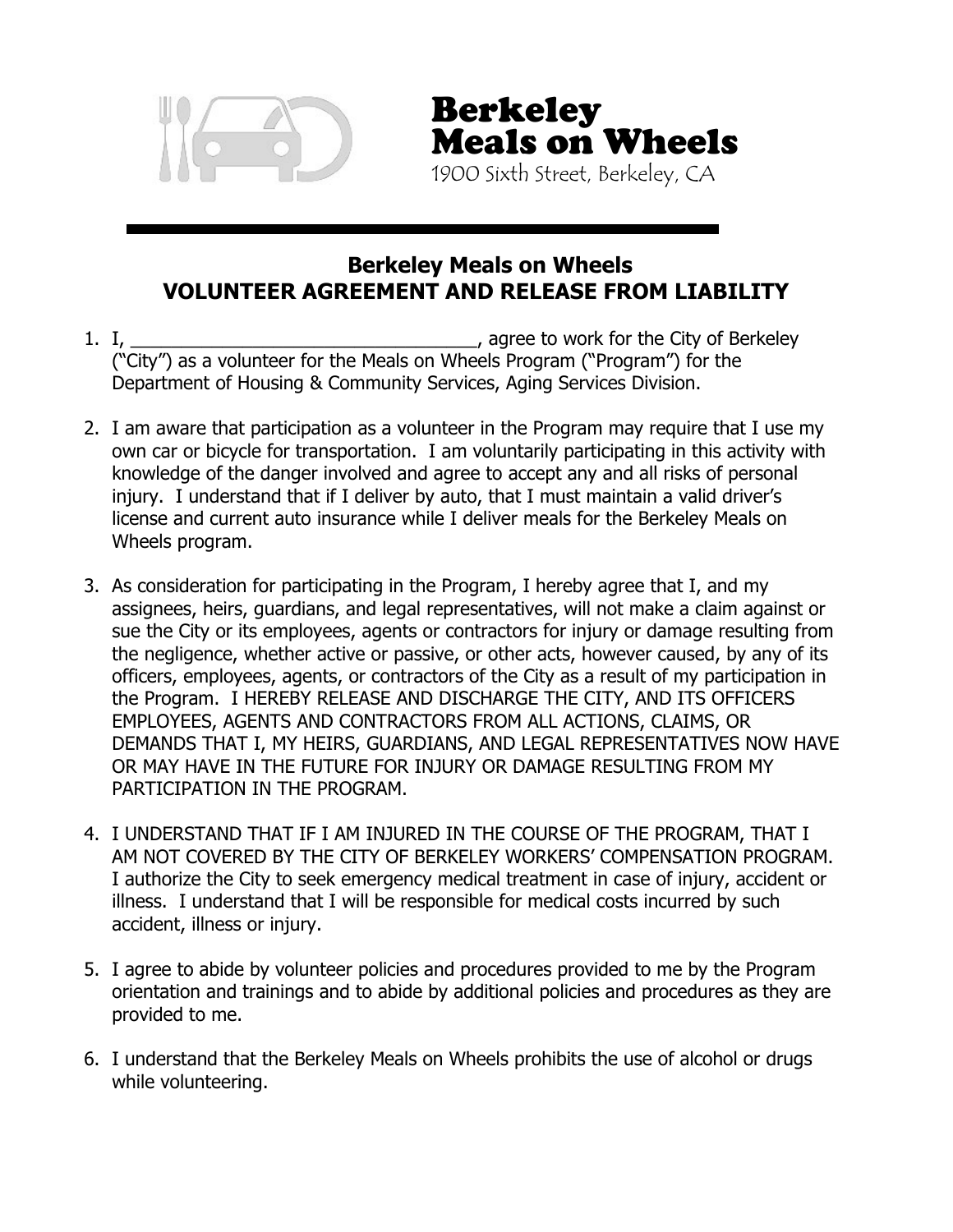# Berkeley Meals on Wheels

1900 Sixth Street, Berkeley, CA

---

## Berkeley Meals on Wheels
## VOLUNTEER AGREEMENT AND RELEASE FROM LIABILITY

1. I, ___________________________________, agree to work for the City of Berkeley ("City") as a volunteer for the Meals on Wheels Program ("Program") for the Department of Housing & Community Services, Aging Services Division.

2. I am aware that participation as a volunteer in the Program may require that I use my own car or bicycle for transportation. I am voluntarily participating in this activity with knowledge of the danger involved and agree to accept any and all risks of personal injury. I understand that if I deliver by auto, that I must maintain a valid driver's license and current auto insurance while I deliver meals for the Berkeley Meals on Wheels program.

3. As consideration for participating in the Program, I hereby agree that I, and my assignees, heirs, guardians, and legal representatives, will not make a claim against or sue the City or its employees, agents or contractors for injury or damage resulting from the negligence, whether active or passive, or other acts, however caused, by any of its officers, employees, agents, or contractors of the City as a result of my participation in the Program. I HEREBY RELEASE AND DISCHARGE THE CITY, AND ITS OFFICERS EMPLOYEES, AGENTS AND CONTRACTORS FROM ALL ACTIONS, CLAIMS, OR DEMANDS THAT I, MY HEIRS, GUARDIANS, AND LEGAL REPRESENTATIVES NOW HAVE OR MAY HAVE IN THE FUTURE FOR INJURY OR DAMAGE RESULTING FROM MY PARTICIPATION IN THE PROGRAM.

4. I UNDERSTAND THAT IF I AM INJURED IN THE COURSE OF THE PROGRAM, THAT I AM NOT COVERED BY THE CITY OF BERKELEY WORKERS' COMPENSATION PROGRAM. I authorize the City to seek emergency medical treatment in case of injury, accident or illness. I understand that I will be responsible for medical costs incurred by such accident, illness or injury.

5. I agree to abide by volunteer policies and procedures provided to me by the Program orientation and trainings and to abide by additional policies and procedures as they are provided to me.

6. I understand that the Berkeley Meals on Wheels prohibits the use of alcohol or drugs while volunteering.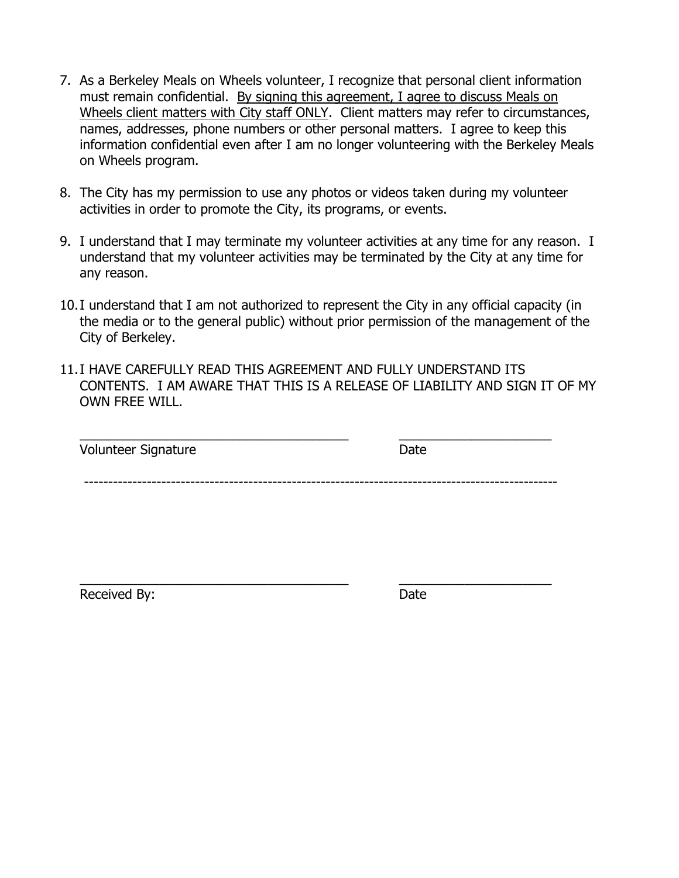7. As a Berkeley Meals on Wheels volunteer, I recognize that personal client information must remain confidential. <u>By signing this agreement, I agree to discuss Meals on Wheels client matters with City staff ONLY</u>. Client matters may refer to circumstances, names, addresses, phone numbers or other personal matters. I agree to keep this information confidential even after I am no longer volunteering with the Berkeley Meals on Wheels program.

8. The City has my permission to use any photos or videos taken during my volunteer activities in order to promote the City, its programs, or events.

9. I understand that I may terminate my volunteer activities at any time for any reason. I understand that my volunteer activities may be terminated by the City at any time for any reason.

10. I understand that I am not authorized to represent the City in any official capacity (in the media or to the general public) without prior permission of the management of the City of Berkeley.

11. I HAVE CAREFULLY READ THIS AGREEMENT AND FULLY UNDERSTAND ITS CONTENTS. I AM AWARE THAT THIS IS A RELEASE OF LIABILITY AND SIGN IT OF MY OWN FREE WILL.

_______________________________________ _____________________

Volunteer Signature Date

-----------------------------------------------------------------------------------------------

_______________________________________ _____________________

Received By: Date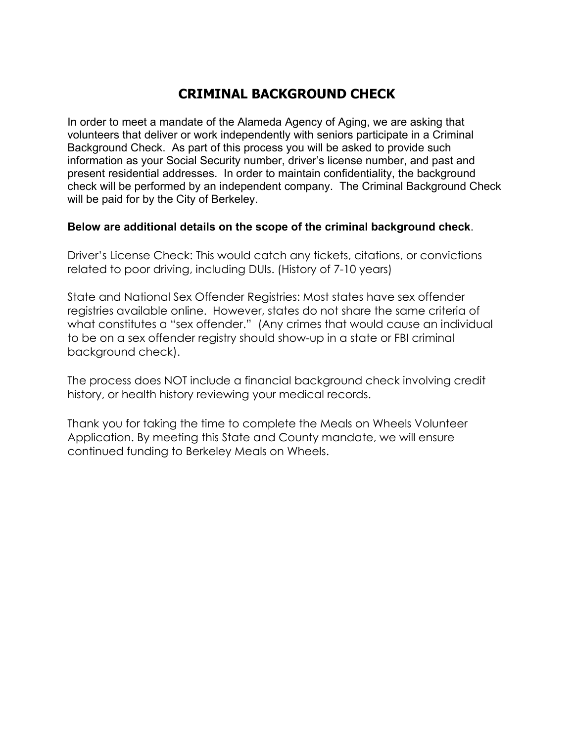# CRIMINAL BACKGROUND CHECK

In order to meet a mandate of the Alameda Agency of Aging, we are asking that volunteers that deliver or work independently with seniors participate in a Criminal Background Check. As part of this process you will be asked to provide such information as your Social Security number, driver's license number, and past and present residential addresses. In order to maintain confidentiality, the background check will be performed by an independent company. The Criminal Background Check will be paid for by the City of Berkeley.

**Below are additional details on the scope of the criminal background check**.

Driver's License Check: This would catch any tickets, citations, or convictions related to poor driving, including DUIs. (History of 7-10 years)

State and National Sex Offender Registries: Most states have sex offender registries available online. However, states do not share the same criteria of what constitutes a "sex offender." (Any crimes that would cause an individual to be on a sex offender registry should show-up in a state or FBI criminal background check).

The process does NOT include a financial background check involving credit history, or health history reviewing your medical records.

Thank you for taking the time to complete the Meals on Wheels Volunteer Application. By meeting this State and County mandate, we will ensure continued funding to Berkeley Meals on Wheels.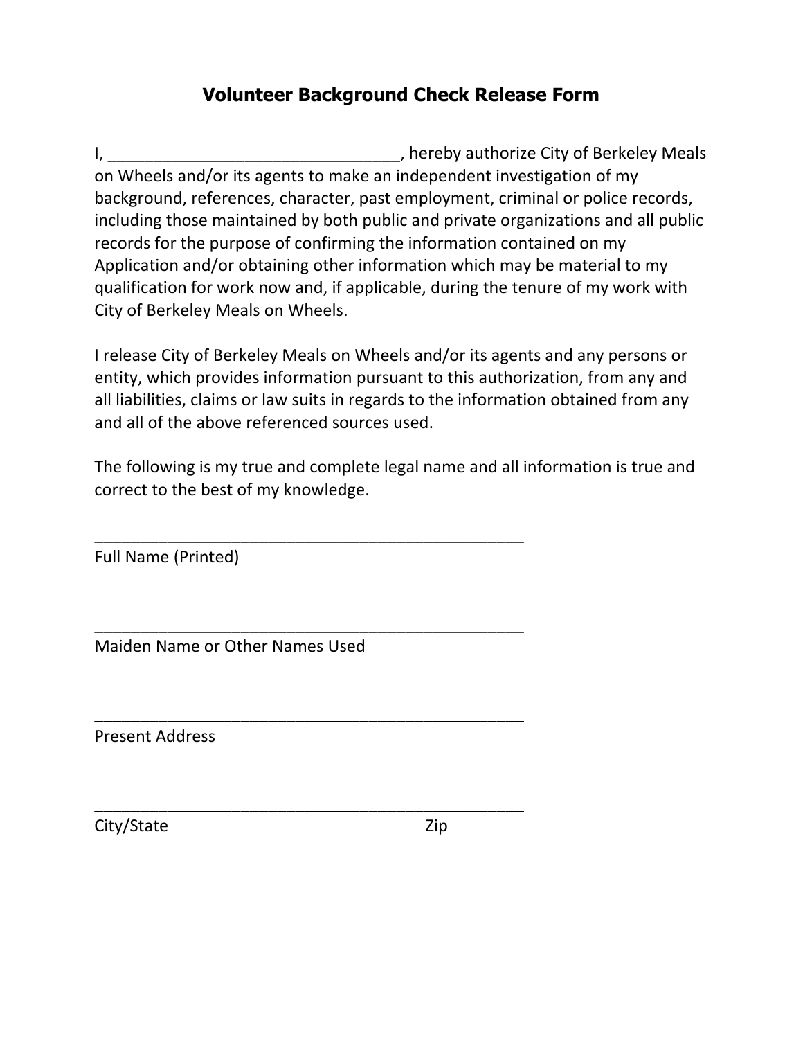# Volunteer Background Check Release Form

I, ________________________________, hereby authorize City of Berkeley Meals on Wheels and/or its agents to make an independent investigation of my background, references, character, past employment, criminal or police records, including those maintained by both public and private organizations and all public records for the purpose of confirming the information contained on my Application and/or obtaining other information which may be material to my qualification for work now and, if applicable, during the tenure of my work with City of Berkeley Meals on Wheels.

I release City of Berkeley Meals on Wheels and/or its agents and any persons or entity, which provides information pursuant to this authorization, from any and all liabilities, claims or law suits in regards to the information obtained from any and all of the above referenced sources used.

The following is my true and complete legal name and all information is true and correct to the best of my knowledge.

__________________________________________________

Full Name (Printed)

__________________________________________________

Maiden Name or Other Names Used

__________________________________________________

Present Address

__________________________________________________

City/State Zip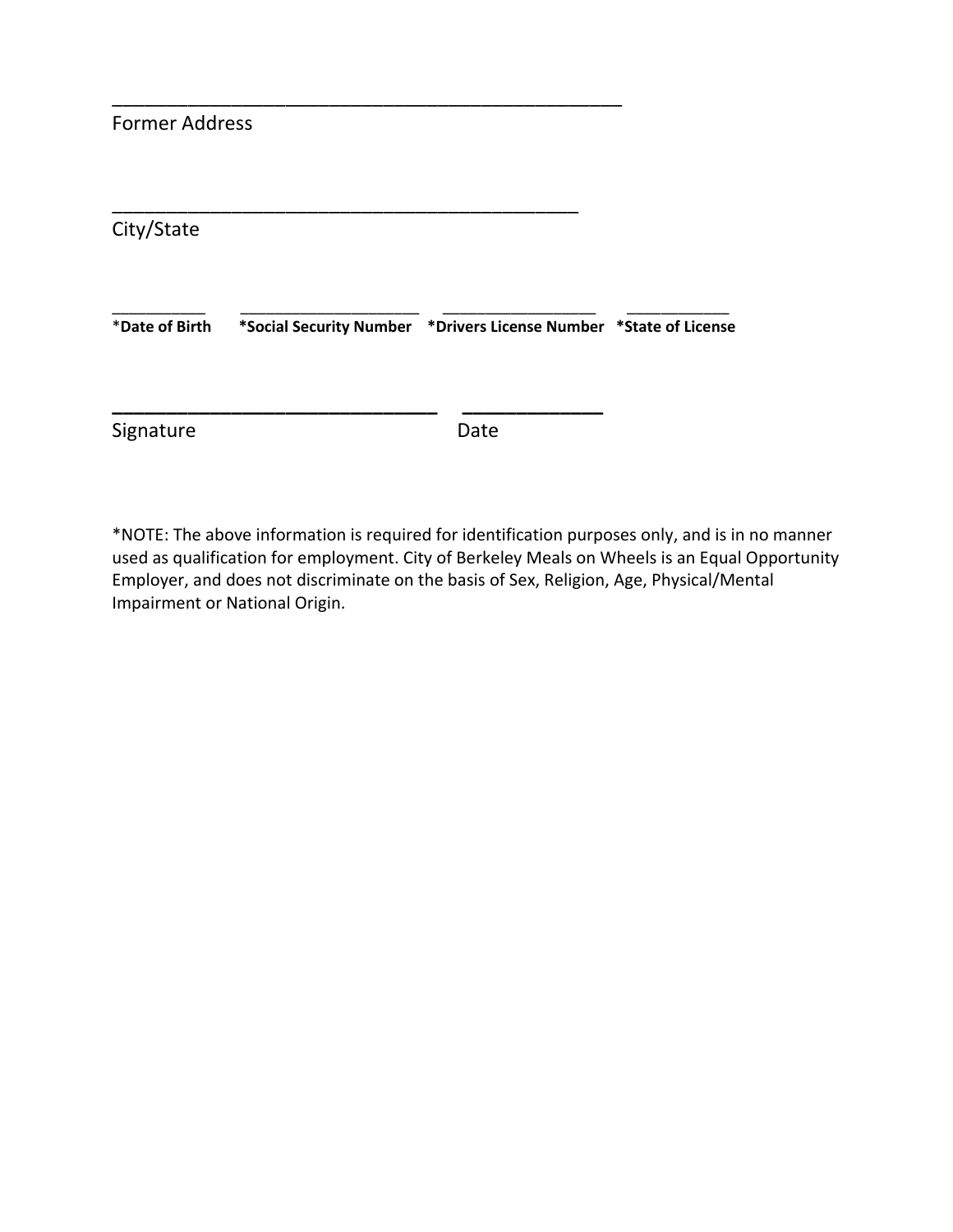\_\_\_\_\_\_\_\_\_\_\_\_\_\_\_\_\_\_\_\_\_\_\_\_\_\_\_\_\_\_\_\_\_\_\_\_\_\_\_\_\_\_\_\_\_\_\_\_

Former Address

\_\_\_\_\_\_\_\_\_\_\_\_\_\_\_\_\_\_\_\_\_\_\_\_\_\_\_\_\_\_\_\_\_\_\_\_\_\_\_\_\_\_\_\_

City/State

| | | | |
|---|---|---|---|
| \_\_\_\_\_\_\_\_\_\_ | \_\_\_\_\_\_\_\_\_\_\_\_\_\_\_\_\_\_\_\_ | \_\_\_\_\_\_\_\_\_\_\_\_\_\_\_\_\_\_ | \_\_\_\_\_\_\_\_\_\_\_\_ |
| ***Date of Birth** | ***Social Security Number** | ***Drivers License Number** | ***State of License** |

\_\_\_\_\_\_\_\_\_\_\_\_\_\_\_\_\_\_\_\_\_\_\_\_\_\_\_\_\_\_\_ \_\_\_\_\_\_\_\_\_\_\_\_\_\_

Signature Date

*NOTE: The above information is required for identification purposes only, and is in no manner used as qualification for employment. City of Berkeley Meals on Wheels is an Equal Opportunity Employer, and does not discriminate on the basis of Sex, Religion, Age, Physical/Mental Impairment or National Origin.